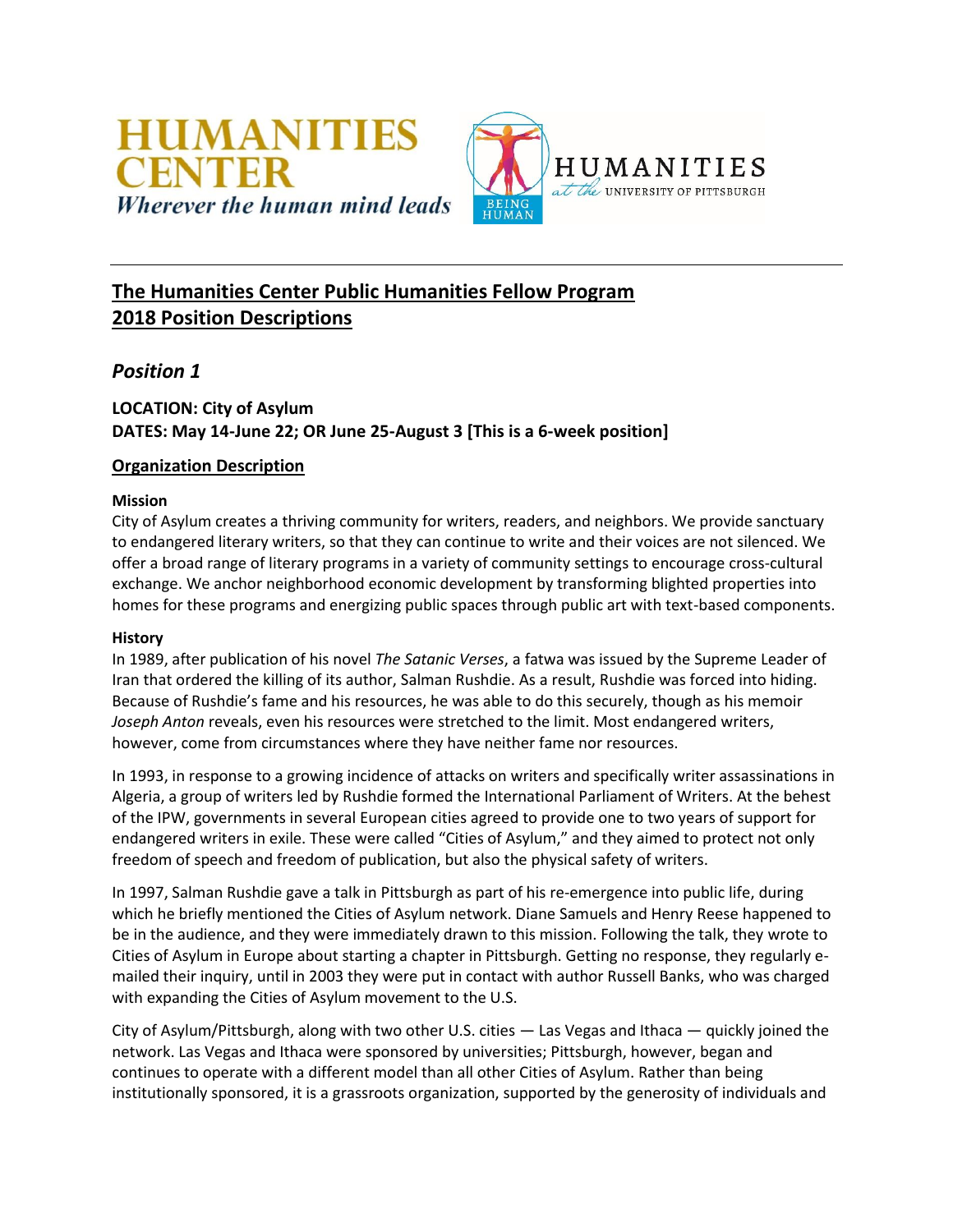HUMANITIES CENTER
*Wherever the human mind leads*

BEING HUMAN — HUMANITIES *at the* UNIVERSITY OF PITTSBURGH

---

## The Humanities Center Public Humanities Fellow Program
## 2018 Position Descriptions

### *Position 1*

**LOCATION: City of Asylum**
**DATES: May 14-June 22; OR June 25-August 3 [This is a 6-week position]**

#### Organization Description

**Mission**
City of Asylum creates a thriving community for writers, readers, and neighbors. We provide sanctuary to endangered literary writers, so that they can continue to write and their voices are not silenced. We offer a broad range of literary programs in a variety of community settings to encourage cross-cultural exchange. We anchor neighborhood economic development by transforming blighted properties into homes for these programs and energizing public spaces through public art with text-based components.

**History**
In 1989, after publication of his novel *The Satanic Verses*, a fatwa was issued by the Supreme Leader of Iran that ordered the killing of its author, Salman Rushdie. As a result, Rushdie was forced into hiding. Because of Rushdie's fame and his resources, he was able to do this securely, though as his memoir *Joseph Anton* reveals, even his resources were stretched to the limit. Most endangered writers, however, come from circumstances where they have neither fame nor resources.

In 1993, in response to a growing incidence of attacks on writers and specifically writer assassinations in Algeria, a group of writers led by Rushdie formed the International Parliament of Writers. At the behest of the IPW, governments in several European cities agreed to provide one to two years of support for endangered writers in exile. These were called "Cities of Asylum," and they aimed to protect not only freedom of speech and freedom of publication, but also the physical safety of writers.

In 1997, Salman Rushdie gave a talk in Pittsburgh as part of his re-emergence into public life, during which he briefly mentioned the Cities of Asylum network. Diane Samuels and Henry Reese happened to be in the audience, and they were immediately drawn to this mission. Following the talk, they wrote to Cities of Asylum in Europe about starting a chapter in Pittsburgh. Getting no response, they regularly e-mailed their inquiry, until in 2003 they were put in contact with author Russell Banks, who was charged with expanding the Cities of Asylum movement to the U.S.

City of Asylum/Pittsburgh, along with two other U.S. cities — Las Vegas and Ithaca — quickly joined the network. Las Vegas and Ithaca were sponsored by universities; Pittsburgh, however, began and continues to operate with a different model than all other Cities of Asylum. Rather than being institutionally sponsored, it is a grassroots organization, supported by the generosity of individuals and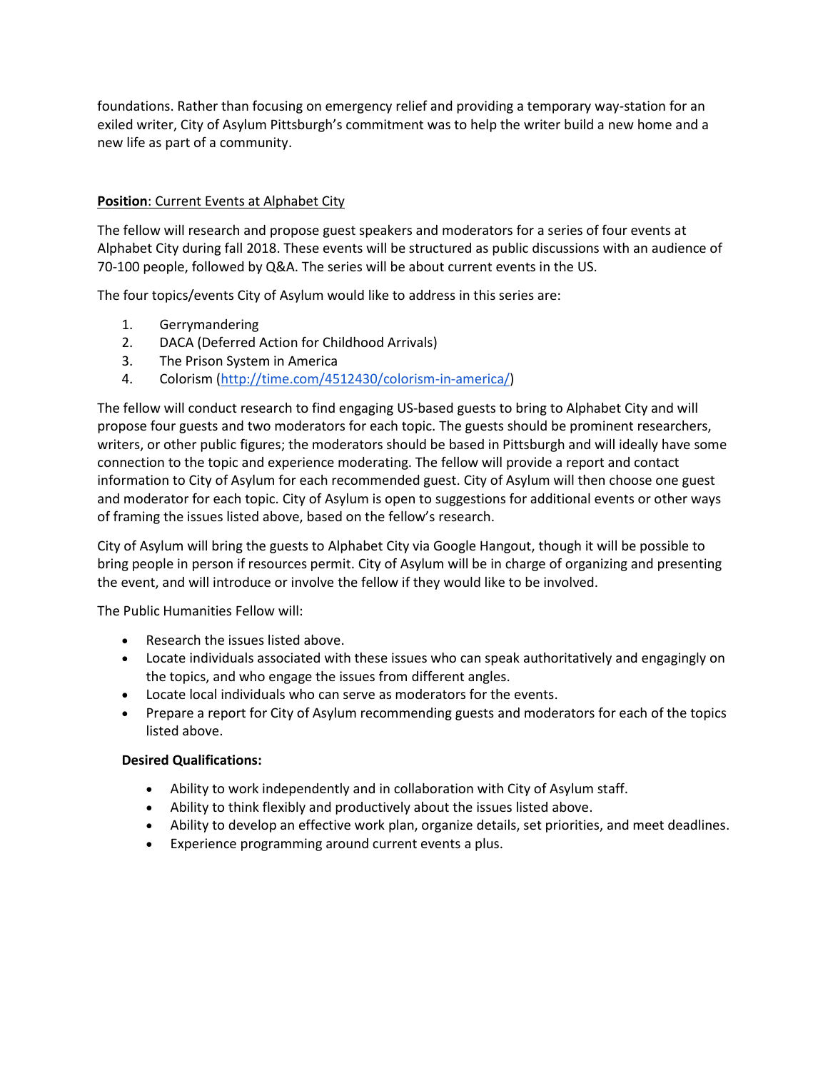foundations. Rather than focusing on emergency relief and providing a temporary way-station for an exiled writer, City of Asylum Pittsburgh's commitment was to help the writer build a new home and a new life as part of a community.

**Position**: Current Events at Alphabet City

The fellow will research and propose guest speakers and moderators for a series of four events at Alphabet City during fall 2018. These events will be structured as public discussions with an audience of 70-100 people, followed by Q&A. The series will be about current events in the US.

The four topics/events City of Asylum would like to address in this series are:

1. Gerrymandering
2. DACA (Deferred Action for Childhood Arrivals)
3. The Prison System in America
4. Colorism (http://time.com/4512430/colorism-in-america/)

The fellow will conduct research to find engaging US-based guests to bring to Alphabet City and will propose four guests and two moderators for each topic. The guests should be prominent researchers, writers, or other public figures; the moderators should be based in Pittsburgh and will ideally have some connection to the topic and experience moderating. The fellow will provide a report and contact information to City of Asylum for each recommended guest. City of Asylum will then choose one guest and moderator for each topic. City of Asylum is open to suggestions for additional events or other ways of framing the issues listed above, based on the fellow's research.

City of Asylum will bring the guests to Alphabet City via Google Hangout, though it will be possible to bring people in person if resources permit. City of Asylum will be in charge of organizing and presenting the event, and will introduce or involve the fellow if they would like to be involved.

The Public Humanities Fellow will:

- Research the issues listed above.
- Locate individuals associated with these issues who can speak authoritatively and engagingly on the topics, and who engage the issues from different angles.
- Locate local individuals who can serve as moderators for the events.
- Prepare a report for City of Asylum recommending guests and moderators for each of the topics listed above.

**Desired Qualifications:**

- Ability to work independently and in collaboration with City of Asylum staff.
- Ability to think flexibly and productively about the issues listed above.
- Ability to develop an effective work plan, organize details, set priorities, and meet deadlines.
- Experience programming around current events a plus.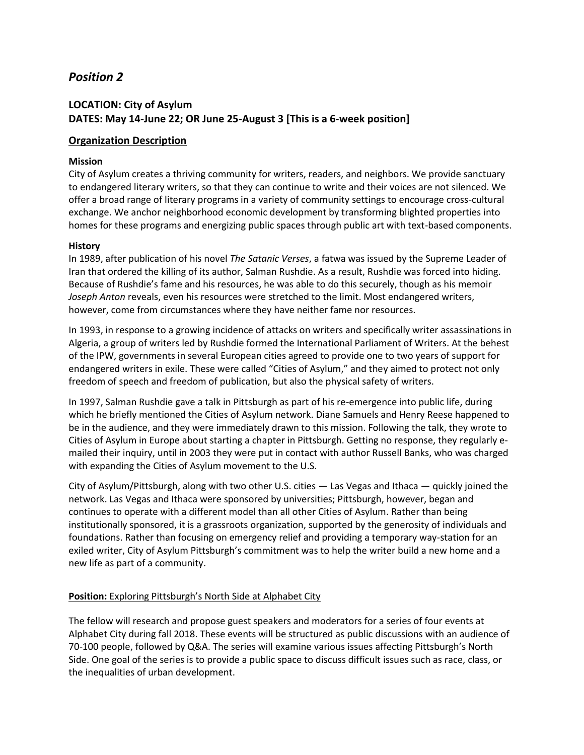## *Position 2*

**LOCATION: City of Asylum**
**DATES: May 14-June 22; OR June 25-August 3 [This is a 6-week position]**

### Organization Description

**Mission**

City of Asylum creates a thriving community for writers, readers, and neighbors. We provide sanctuary to endangered literary writers, so that they can continue to write and their voices are not silenced. We offer a broad range of literary programs in a variety of community settings to encourage cross-cultural exchange. We anchor neighborhood economic development by transforming blighted properties into homes for these programs and energizing public spaces through public art with text-based components.

**History**

In 1989, after publication of his novel *The Satanic Verses*, a fatwa was issued by the Supreme Leader of Iran that ordered the killing of its author, Salman Rushdie. As a result, Rushdie was forced into hiding. Because of Rushdie's fame and his resources, he was able to do this securely, though as his memoir *Joseph Anton* reveals, even his resources were stretched to the limit. Most endangered writers, however, come from circumstances where they have neither fame nor resources.

In 1993, in response to a growing incidence of attacks on writers and specifically writer assassinations in Algeria, a group of writers led by Rushdie formed the International Parliament of Writers. At the behest of the IPW, governments in several European cities agreed to provide one to two years of support for endangered writers in exile. These were called "Cities of Asylum," and they aimed to protect not only freedom of speech and freedom of publication, but also the physical safety of writers.

In 1997, Salman Rushdie gave a talk in Pittsburgh as part of his re-emergence into public life, during which he briefly mentioned the Cities of Asylum network. Diane Samuels and Henry Reese happened to be in the audience, and they were immediately drawn to this mission. Following the talk, they wrote to Cities of Asylum in Europe about starting a chapter in Pittsburgh. Getting no response, they regularly e-mailed their inquiry, until in 2003 they were put in contact with author Russell Banks, who was charged with expanding the Cities of Asylum movement to the U.S.

City of Asylum/Pittsburgh, along with two other U.S. cities — Las Vegas and Ithaca — quickly joined the network. Las Vegas and Ithaca were sponsored by universities; Pittsburgh, however, began and continues to operate with a different model than all other Cities of Asylum. Rather than being institutionally sponsored, it is a grassroots organization, supported by the generosity of individuals and foundations. Rather than focusing on emergency relief and providing a temporary way-station for an exiled writer, City of Asylum Pittsburgh's commitment was to help the writer build a new home and a new life as part of a community.

**Position:** Exploring Pittsburgh's North Side at Alphabet City

The fellow will research and propose guest speakers and moderators for a series of four events at Alphabet City during fall 2018. These events will be structured as public discussions with an audience of 70-100 people, followed by Q&A. The series will examine various issues affecting Pittsburgh's North Side. One goal of the series is to provide a public space to discuss difficult issues such as race, class, or the inequalities of urban development.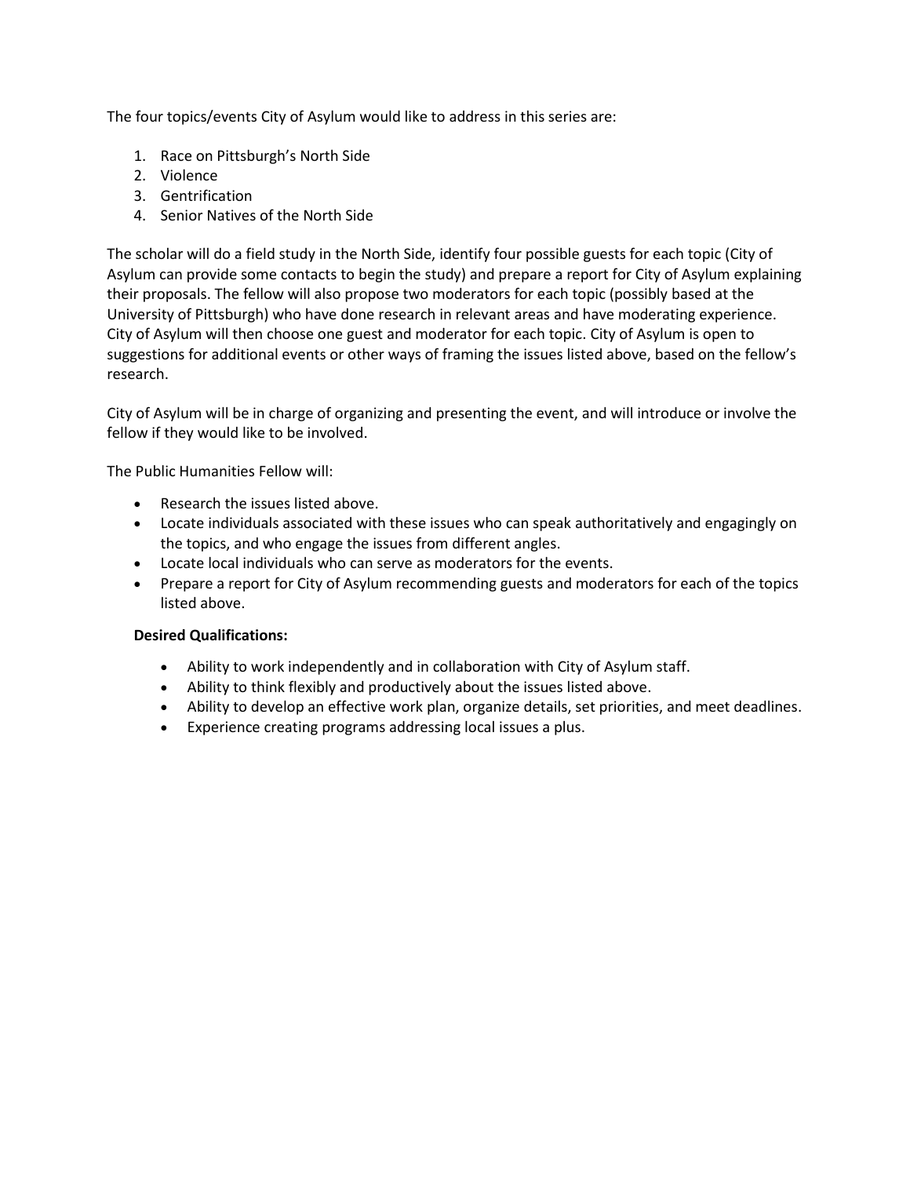The four topics/events City of Asylum would like to address in this series are:

1. Race on Pittsburgh's North Side
2. Violence
3. Gentrification
4. Senior Natives of the North Side

The scholar will do a field study in the North Side, identify four possible guests for each topic (City of Asylum can provide some contacts to begin the study) and prepare a report for City of Asylum explaining their proposals. The fellow will also propose two moderators for each topic (possibly based at the University of Pittsburgh) who have done research in relevant areas and have moderating experience. City of Asylum will then choose one guest and moderator for each topic. City of Asylum is open to suggestions for additional events or other ways of framing the issues listed above, based on the fellow's research.

City of Asylum will be in charge of organizing and presenting the event, and will introduce or involve the fellow if they would like to be involved.

The Public Humanities Fellow will:

- Research the issues listed above.
- Locate individuals associated with these issues who can speak authoritatively and engagingly on the topics, and who engage the issues from different angles.
- Locate local individuals who can serve as moderators for the events.
- Prepare a report for City of Asylum recommending guests and moderators for each of the topics listed above.

**Desired Qualifications:**

- Ability to work independently and in collaboration with City of Asylum staff.
- Ability to think flexibly and productively about the issues listed above.
- Ability to develop an effective work plan, organize details, set priorities, and meet deadlines.
- Experience creating programs addressing local issues a plus.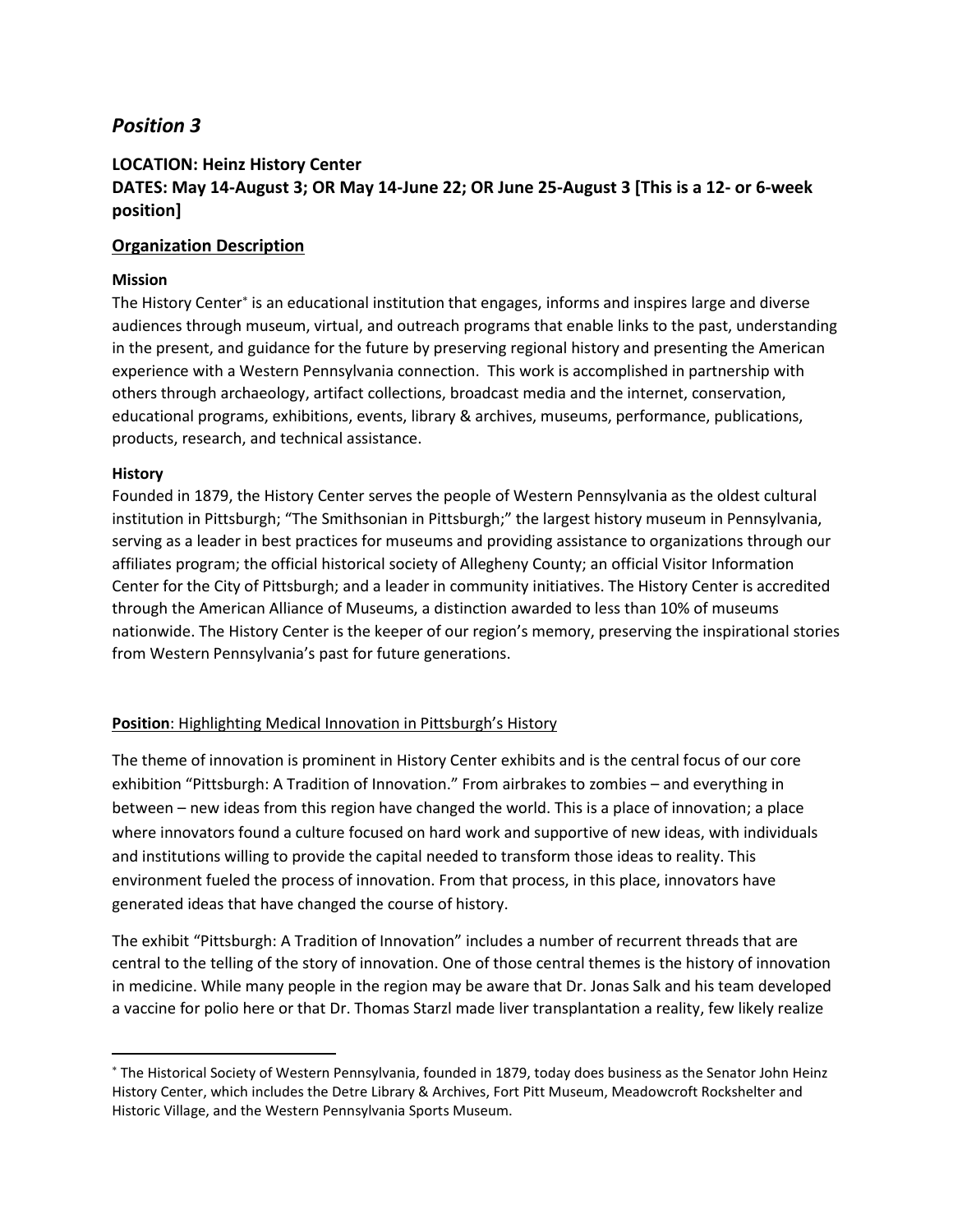## *Position 3*

### LOCATION: Heinz History Center
### DATES: May 14-August 3; OR May 14-June 22; OR June 25-August 3 [This is a 12- or 6-week position]

### Organization Description

**Mission**

The History Center* is an educational institution that engages, informs and inspires large and diverse audiences through museum, virtual, and outreach programs that enable links to the past, understanding in the present, and guidance for the future by preserving regional history and presenting the American experience with a Western Pennsylvania connection. This work is accomplished in partnership with others through archaeology, artifact collections, broadcast media and the internet, conservation, educational programs, exhibitions, events, library & archives, museums, performance, publications, products, research, and technical assistance.

**History**

Founded in 1879, the History Center serves the people of Western Pennsylvania as the oldest cultural institution in Pittsburgh; "The Smithsonian in Pittsburgh;" the largest history museum in Pennsylvania, serving as a leader in best practices for museums and providing assistance to organizations through our affiliates program; the official historical society of Allegheny County; an official Visitor Information Center for the City of Pittsburgh; and a leader in community initiatives. The History Center is accredited through the American Alliance of Museums, a distinction awarded to less than 10% of museums nationwide. The History Center is the keeper of our region's memory, preserving the inspirational stories from Western Pennsylvania's past for future generations.

**Position**: Highlighting Medical Innovation in Pittsburgh's History

The theme of innovation is prominent in History Center exhibits and is the central focus of our core exhibition "Pittsburgh: A Tradition of Innovation." From airbrakes to zombies – and everything in between – new ideas from this region have changed the world. This is a place of innovation; a place where innovators found a culture focused on hard work and supportive of new ideas, with individuals and institutions willing to provide the capital needed to transform those ideas to reality. This environment fueled the process of innovation. From that process, in this place, innovators have generated ideas that have changed the course of history.

The exhibit "Pittsburgh: A Tradition of Innovation" includes a number of recurrent threads that are central to the telling of the story of innovation. One of those central themes is the history of innovation in medicine. While many people in the region may be aware that Dr. Jonas Salk and his team developed a vaccine for polio here or that Dr. Thomas Starzl made liver transplantation a reality, few likely realize

---

* The Historical Society of Western Pennsylvania, founded in 1879, today does business as the Senator John Heinz History Center, which includes the Detre Library & Archives, Fort Pitt Museum, Meadowcroft Rockshelter and Historic Village, and the Western Pennsylvania Sports Museum.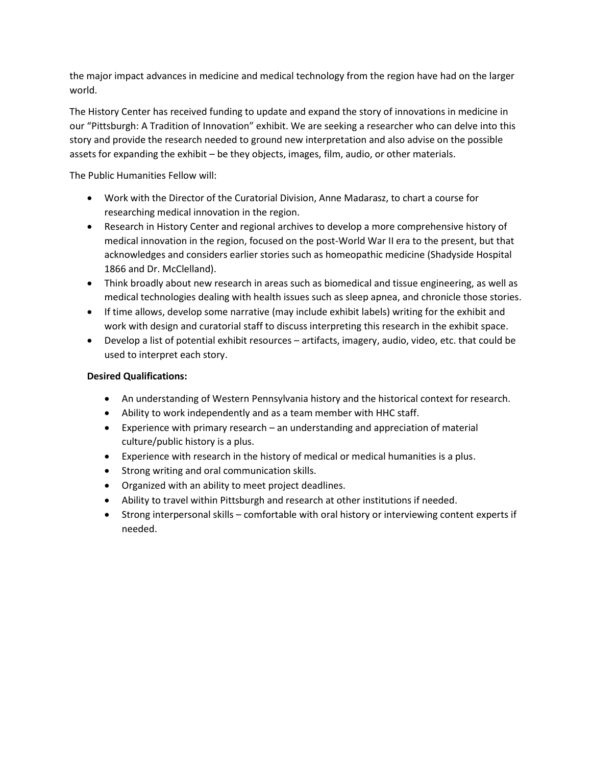the major impact advances in medicine and medical technology from the region have had on the larger world.

The History Center has received funding to update and expand the story of innovations in medicine in our "Pittsburgh: A Tradition of Innovation" exhibit. We are seeking a researcher who can delve into this story and provide the research needed to ground new interpretation and also advise on the possible assets for expanding the exhibit – be they objects, images, film, audio, or other materials.

The Public Humanities Fellow will:

- Work with the Director of the Curatorial Division, Anne Madarasz, to chart a course for researching medical innovation in the region.
- Research in History Center and regional archives to develop a more comprehensive history of medical innovation in the region, focused on the post-World War II era to the present, but that acknowledges and considers earlier stories such as homeopathic medicine (Shadyside Hospital 1866 and Dr. McClelland).
- Think broadly about new research in areas such as biomedical and tissue engineering, as well as medical technologies dealing with health issues such as sleep apnea, and chronicle those stories.
- If time allows, develop some narrative (may include exhibit labels) writing for the exhibit and work with design and curatorial staff to discuss interpreting this research in the exhibit space.
- Develop a list of potential exhibit resources – artifacts, imagery, audio, video, etc. that could be used to interpret each story.

**Desired Qualifications:**

- An understanding of Western Pennsylvania history and the historical context for research.
- Ability to work independently and as a team member with HHC staff.
- Experience with primary research – an understanding and appreciation of material culture/public history is a plus.
- Experience with research in the history of medical or medical humanities is a plus.
- Strong writing and oral communication skills.
- Organized with an ability to meet project deadlines.
- Ability to travel within Pittsburgh and research at other institutions if needed.
- Strong interpersonal skills – comfortable with oral history or interviewing content experts if needed.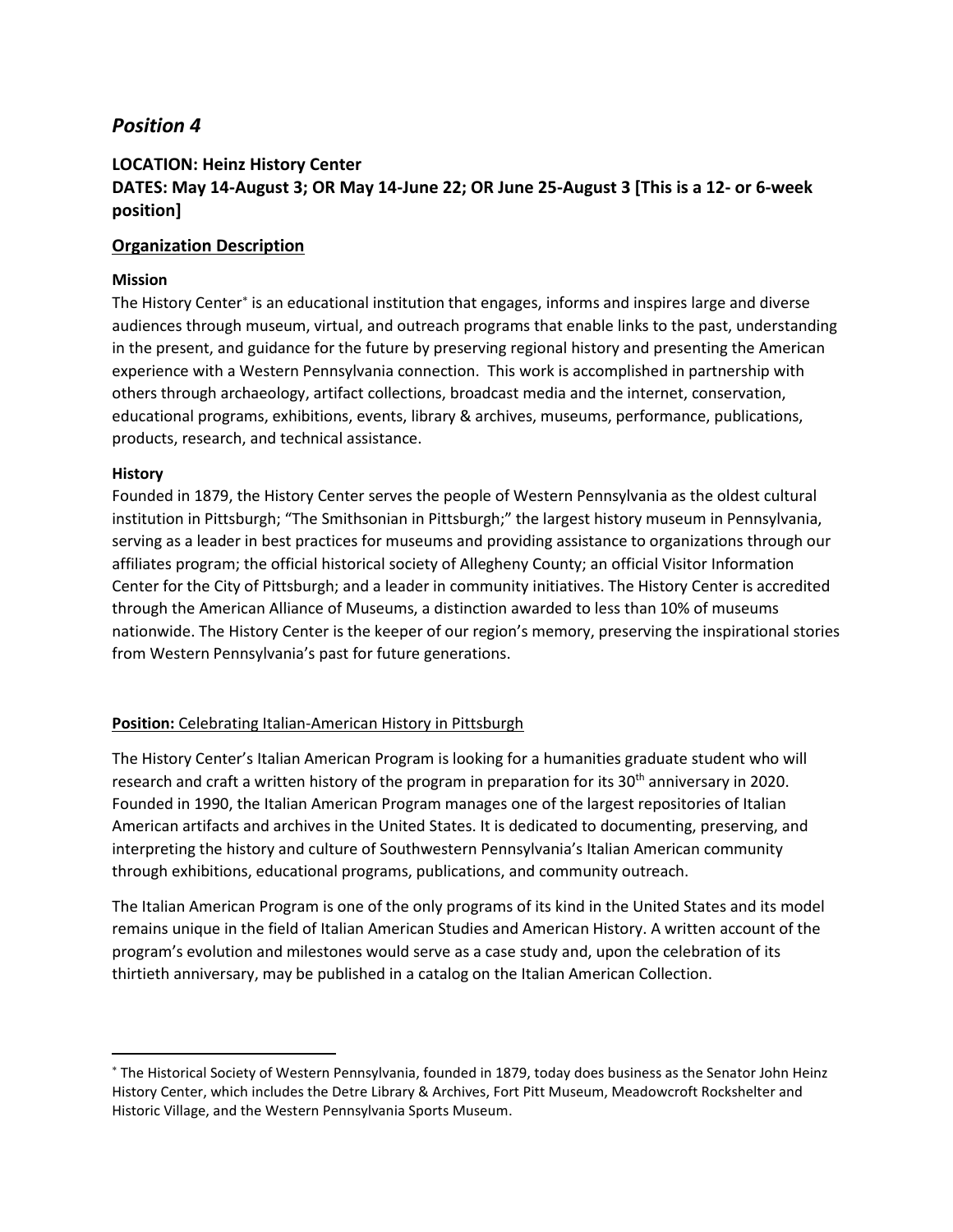## *Position 4*

**LOCATION: Heinz History Center**
**DATES: May 14-August 3; OR May 14-June 22; OR June 25-August 3 [This is a 12- or 6-week position]**

### Organization Description

**Mission**

The History Center* is an educational institution that engages, informs and inspires large and diverse audiences through museum, virtual, and outreach programs that enable links to the past, understanding in the present, and guidance for the future by preserving regional history and presenting the American experience with a Western Pennsylvania connection. This work is accomplished in partnership with others through archaeology, artifact collections, broadcast media and the internet, conservation, educational programs, exhibitions, events, library & archives, museums, performance, publications, products, research, and technical assistance.

**History**

Founded in 1879, the History Center serves the people of Western Pennsylvania as the oldest cultural institution in Pittsburgh; "The Smithsonian in Pittsburgh;" the largest history museum in Pennsylvania, serving as a leader in best practices for museums and providing assistance to organizations through our affiliates program; the official historical society of Allegheny County; an official Visitor Information Center for the City of Pittsburgh; and a leader in community initiatives. The History Center is accredited through the American Alliance of Museums, a distinction awarded to less than 10% of museums nationwide. The History Center is the keeper of our region's memory, preserving the inspirational stories from Western Pennsylvania's past for future generations.

**Position:** Celebrating Italian-American History in Pittsburgh

The History Center's Italian American Program is looking for a humanities graduate student who will research and craft a written history of the program in preparation for its 30th anniversary in 2020. Founded in 1990, the Italian American Program manages one of the largest repositories of Italian American artifacts and archives in the United States. It is dedicated to documenting, preserving, and interpreting the history and culture of Southwestern Pennsylvania's Italian American community through exhibitions, educational programs, publications, and community outreach.

The Italian American Program is one of the only programs of its kind in the United States and its model remains unique in the field of Italian American Studies and American History. A written account of the program's evolution and milestones would serve as a case study and, upon the celebration of its thirtieth anniversary, may be published in a catalog on the Italian American Collection.

---

* The Historical Society of Western Pennsylvania, founded in 1879, today does business as the Senator John Heinz History Center, which includes the Detre Library & Archives, Fort Pitt Museum, Meadowcroft Rockshelter and Historic Village, and the Western Pennsylvania Sports Museum.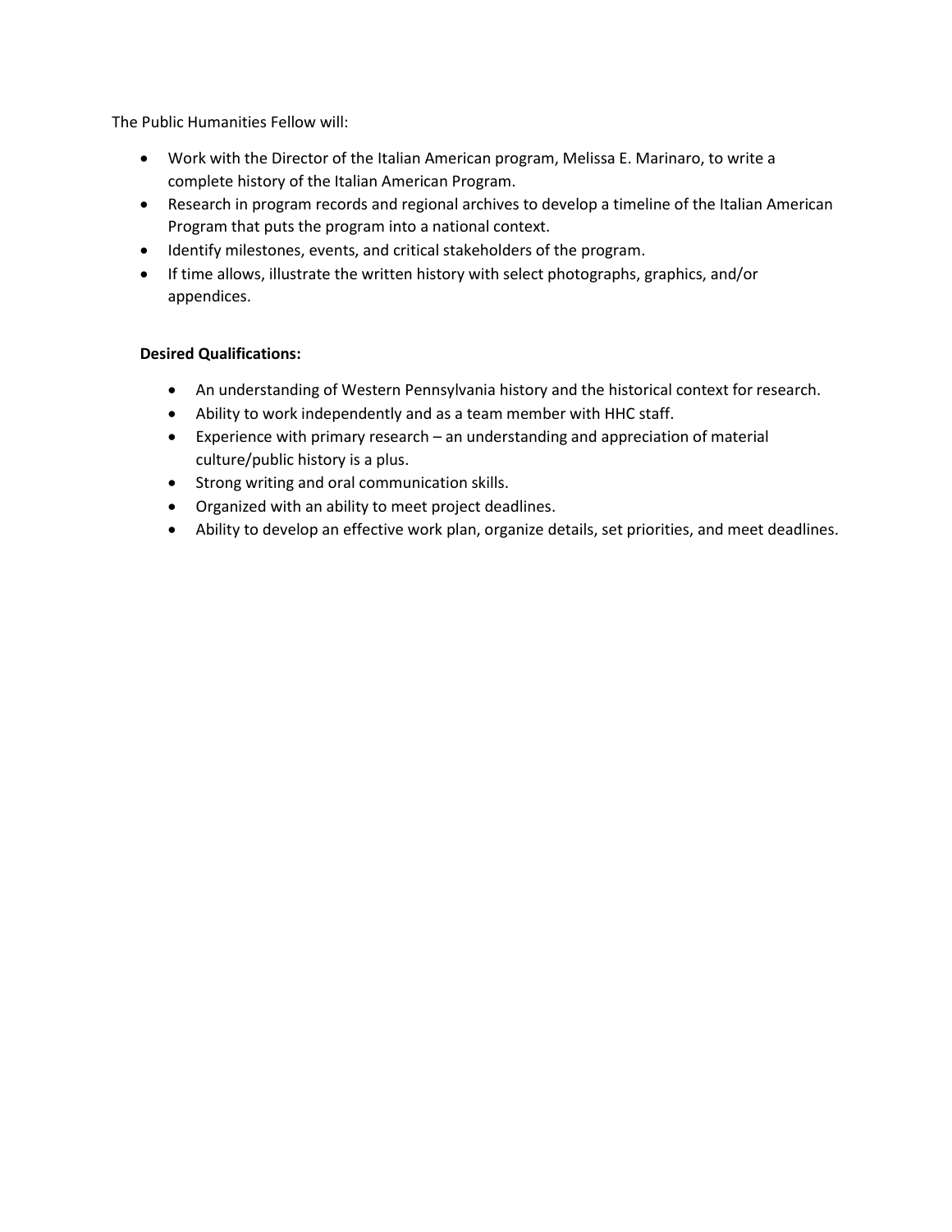The Public Humanities Fellow will:

- Work with the Director of the Italian American program, Melissa E. Marinaro, to write a complete history of the Italian American Program.
- Research in program records and regional archives to develop a timeline of the Italian American Program that puts the program into a national context.
- Identify milestones, events, and critical stakeholders of the program.
- If time allows, illustrate the written history with select photographs, graphics, and/or appendices.

**Desired Qualifications:**

- An understanding of Western Pennsylvania history and the historical context for research.
- Ability to work independently and as a team member with HHC staff.
- Experience with primary research – an understanding and appreciation of material culture/public history is a plus.
- Strong writing and oral communication skills.
- Organized with an ability to meet project deadlines.
- Ability to develop an effective work plan, organize details, set priorities, and meet deadlines.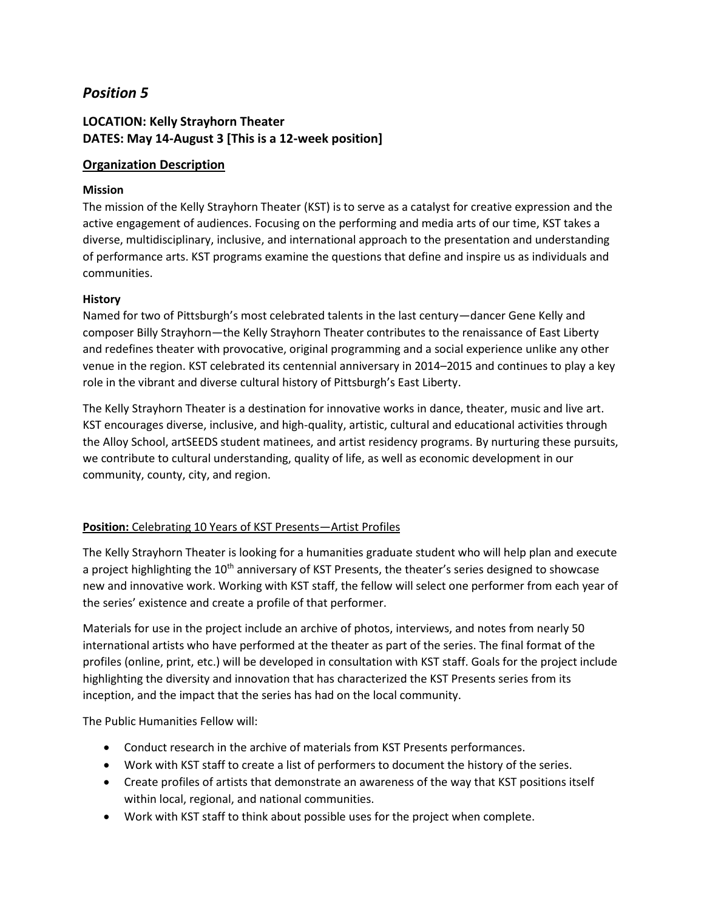# *Position 5*

**LOCATION: Kelly Strayhorn Theater**
**DATES: May 14-August 3 [This is a 12-week position]**

## Organization Description

**Mission**

The mission of the Kelly Strayhorn Theater (KST) is to serve as a catalyst for creative expression and the active engagement of audiences. Focusing on the performing and media arts of our time, KST takes a diverse, multidisciplinary, inclusive, and international approach to the presentation and understanding of performance arts. KST programs examine the questions that define and inspire us as individuals and communities.

**History**

Named for two of Pittsburgh's most celebrated talents in the last century—dancer Gene Kelly and composer Billy Strayhorn—the Kelly Strayhorn Theater contributes to the renaissance of East Liberty and redefines theater with provocative, original programming and a social experience unlike any other venue in the region. KST celebrated its centennial anniversary in 2014–2015 and continues to play a key role in the vibrant and diverse cultural history of Pittsburgh's East Liberty.

The Kelly Strayhorn Theater is a destination for innovative works in dance, theater, music and live art. KST encourages diverse, inclusive, and high-quality, artistic, cultural and educational activities through the Alloy School, artSEEDS student matinees, and artist residency programs. By nurturing these pursuits, we contribute to cultural understanding, quality of life, as well as economic development in our community, county, city, and region.

**Position:** Celebrating 10 Years of KST Presents—Artist Profiles

The Kelly Strayhorn Theater is looking for a humanities graduate student who will help plan and execute a project highlighting the 10th anniversary of KST Presents, the theater's series designed to showcase new and innovative work. Working with KST staff, the fellow will select one performer from each year of the series' existence and create a profile of that performer.

Materials for use in the project include an archive of photos, interviews, and notes from nearly 50 international artists who have performed at the theater as part of the series. The final format of the profiles (online, print, etc.) will be developed in consultation with KST staff. Goals for the project include highlighting the diversity and innovation that has characterized the KST Presents series from its inception, and the impact that the series has had on the local community.

The Public Humanities Fellow will:

- Conduct research in the archive of materials from KST Presents performances.
- Work with KST staff to create a list of performers to document the history of the series.
- Create profiles of artists that demonstrate an awareness of the way that KST positions itself within local, regional, and national communities.
- Work with KST staff to think about possible uses for the project when complete.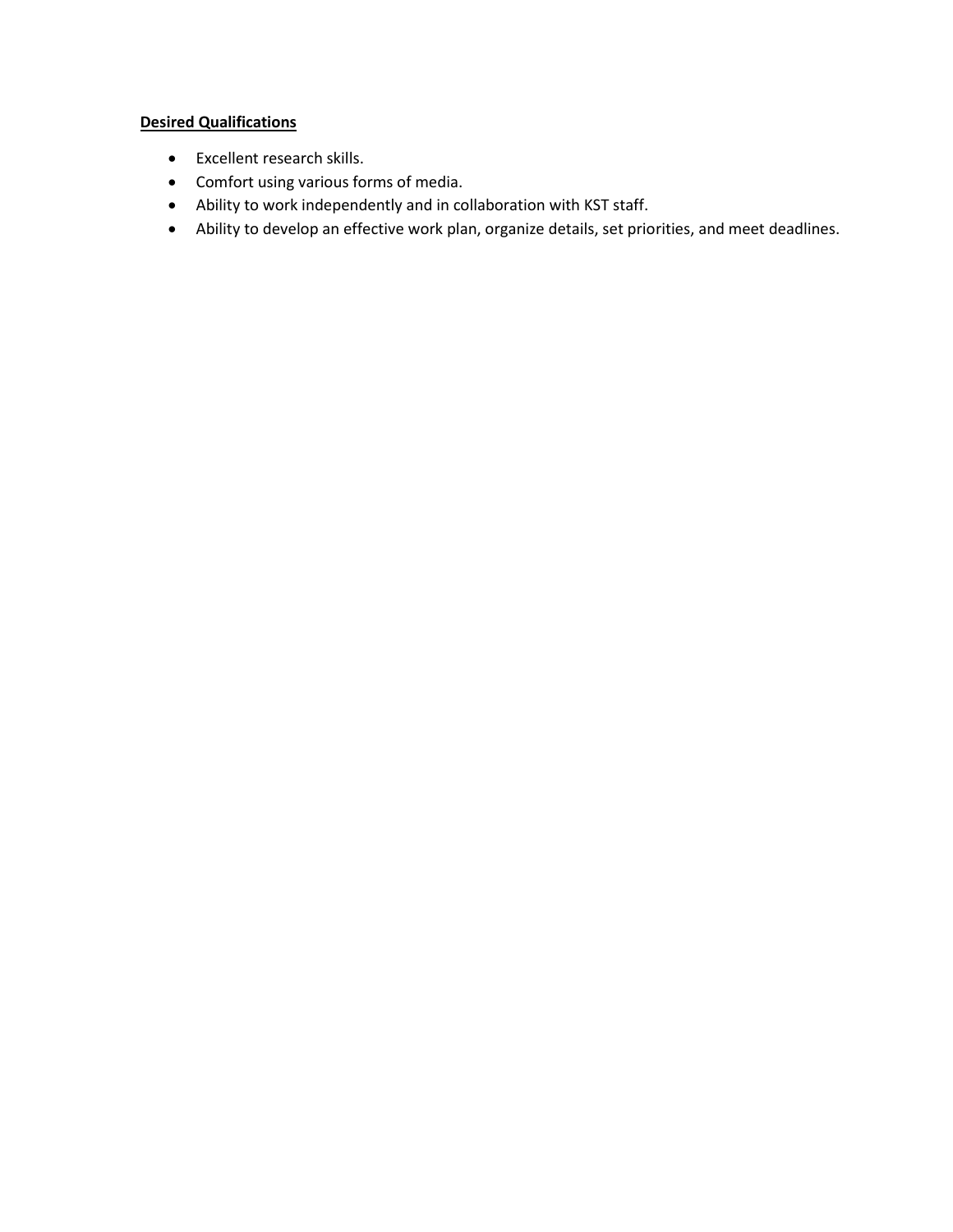**Desired Qualifications**

- Excellent research skills.
- Comfort using various forms of media.
- Ability to work independently and in collaboration with KST staff.
- Ability to develop an effective work plan, organize details, set priorities, and meet deadlines.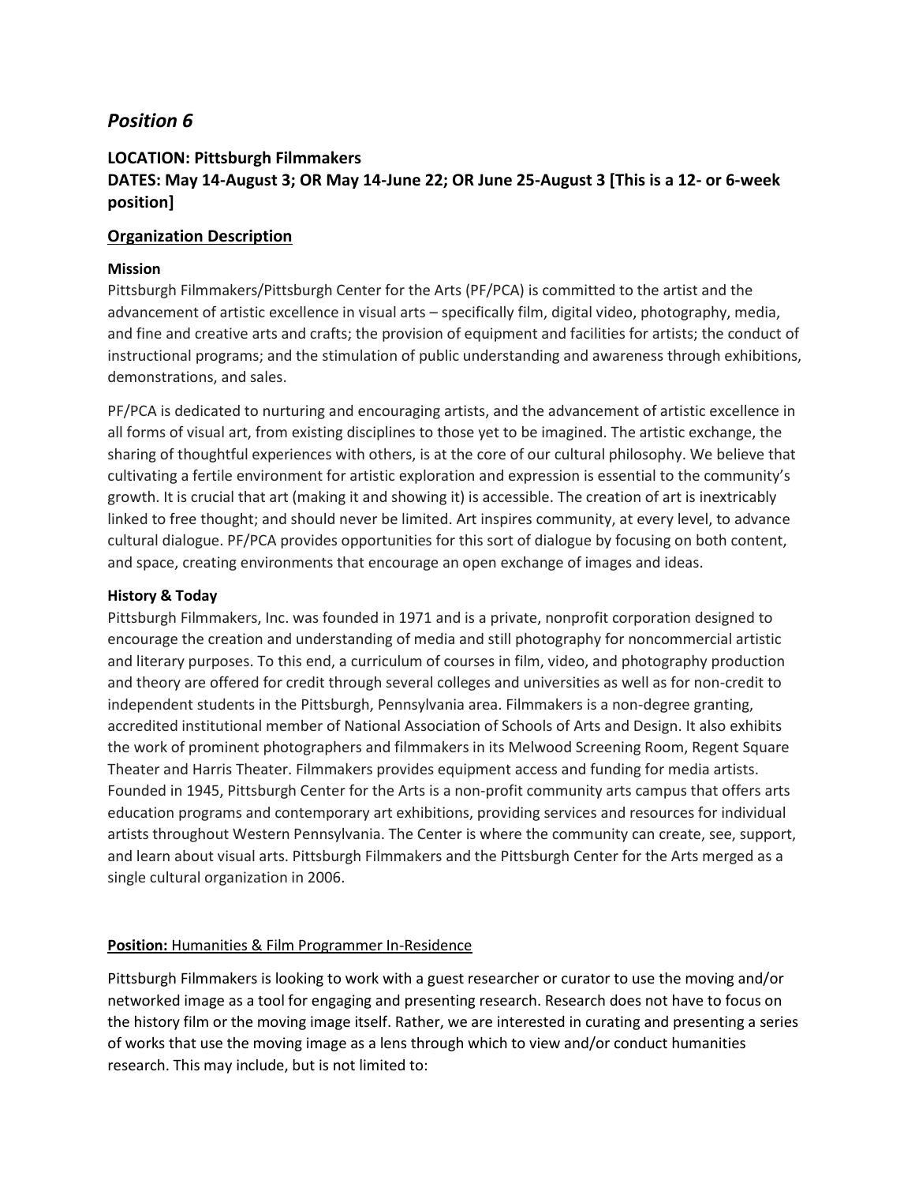# *Position 6*

### LOCATION: Pittsburgh Filmmakers
### DATES: May 14-August 3; OR May 14-June 22; OR June 25-August 3 [This is a 12- or 6-week position]

## Organization Description

**Mission**

Pittsburgh Filmmakers/Pittsburgh Center for the Arts (PF/PCA) is committed to the artist and the advancement of artistic excellence in visual arts – specifically film, digital video, photography, media, and fine and creative arts and crafts; the provision of equipment and facilities for artists; the conduct of instructional programs; and the stimulation of public understanding and awareness through exhibitions, demonstrations, and sales.

PF/PCA is dedicated to nurturing and encouraging artists, and the advancement of artistic excellence in all forms of visual art, from existing disciplines to those yet to be imagined. The artistic exchange, the sharing of thoughtful experiences with others, is at the core of our cultural philosophy. We believe that cultivating a fertile environment for artistic exploration and expression is essential to the community's growth. It is crucial that art (making it and showing it) is accessible. The creation of art is inextricably linked to free thought; and should never be limited. Art inspires community, at every level, to advance cultural dialogue. PF/PCA provides opportunities for this sort of dialogue by focusing on both content, and space, creating environments that encourage an open exchange of images and ideas.

**History & Today**

Pittsburgh Filmmakers, Inc. was founded in 1971 and is a private, nonprofit corporation designed to encourage the creation and understanding of media and still photography for noncommercial artistic and literary purposes. To this end, a curriculum of courses in film, video, and photography production and theory are offered for credit through several colleges and universities as well as for non-credit to independent students in the Pittsburgh, Pennsylvania area. Filmmakers is a non-degree granting, accredited institutional member of National Association of Schools of Arts and Design. It also exhibits the work of prominent photographers and filmmakers in its Melwood Screening Room, Regent Square Theater and Harris Theater. Filmmakers provides equipment access and funding for media artists. Founded in 1945, Pittsburgh Center for the Arts is a non-profit community arts campus that offers arts education programs and contemporary art exhibitions, providing services and resources for individual artists throughout Western Pennsylvania. The Center is where the community can create, see, support, and learn about visual arts. Pittsburgh Filmmakers and the Pittsburgh Center for the Arts merged as a single cultural organization in 2006.

**Position:** Humanities & Film Programmer In-Residence

Pittsburgh Filmmakers is looking to work with a guest researcher or curator to use the moving and/or networked image as a tool for engaging and presenting research. Research does not have to focus on the history film or the moving image itself. Rather, we are interested in curating and presenting a series of works that use the moving image as a lens through which to view and/or conduct humanities research. This may include, but is not limited to: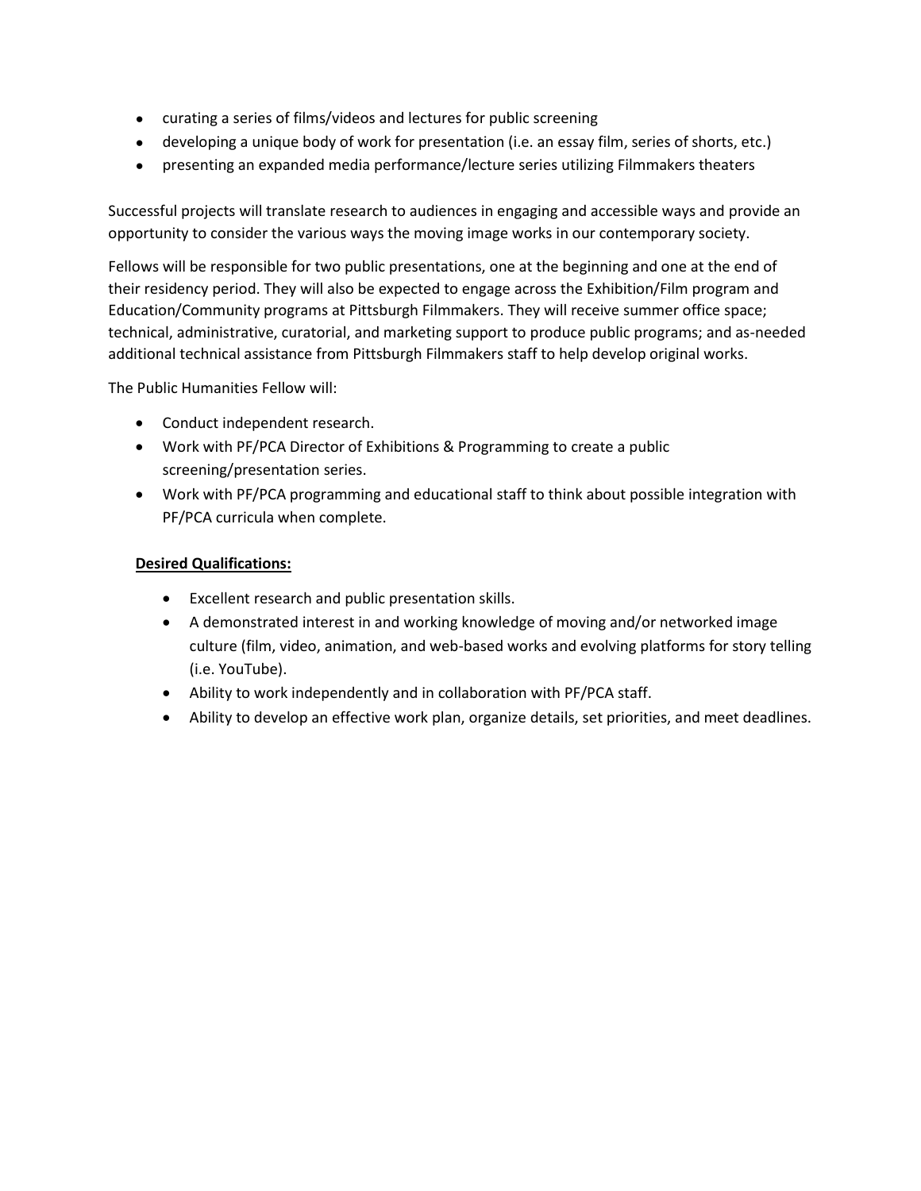- curating a series of films/videos and lectures for public screening
- developing a unique body of work for presentation (i.e. an essay film, series of shorts, etc.)
- presenting an expanded media performance/lecture series utilizing Filmmakers theaters

Successful projects will translate research to audiences in engaging and accessible ways and provide an opportunity to consider the various ways the moving image works in our contemporary society.

Fellows will be responsible for two public presentations, one at the beginning and one at the end of their residency period. They will also be expected to engage across the Exhibition/Film program and Education/Community programs at Pittsburgh Filmmakers. They will receive summer office space; technical, administrative, curatorial, and marketing support to produce public programs; and as-needed additional technical assistance from Pittsburgh Filmmakers staff to help develop original works.

The Public Humanities Fellow will:

- Conduct independent research.
- Work with PF/PCA Director of Exhibitions & Programming to create a public screening/presentation series.
- Work with PF/PCA programming and educational staff to think about possible integration with PF/PCA curricula when complete.

**Desired Qualifications:**

- Excellent research and public presentation skills.
- A demonstrated interest in and working knowledge of moving and/or networked image culture (film, video, animation, and web-based works and evolving platforms for story telling (i.e. YouTube).
- Ability to work independently and in collaboration with PF/PCA staff.
- Ability to develop an effective work plan, organize details, set priorities, and meet deadlines.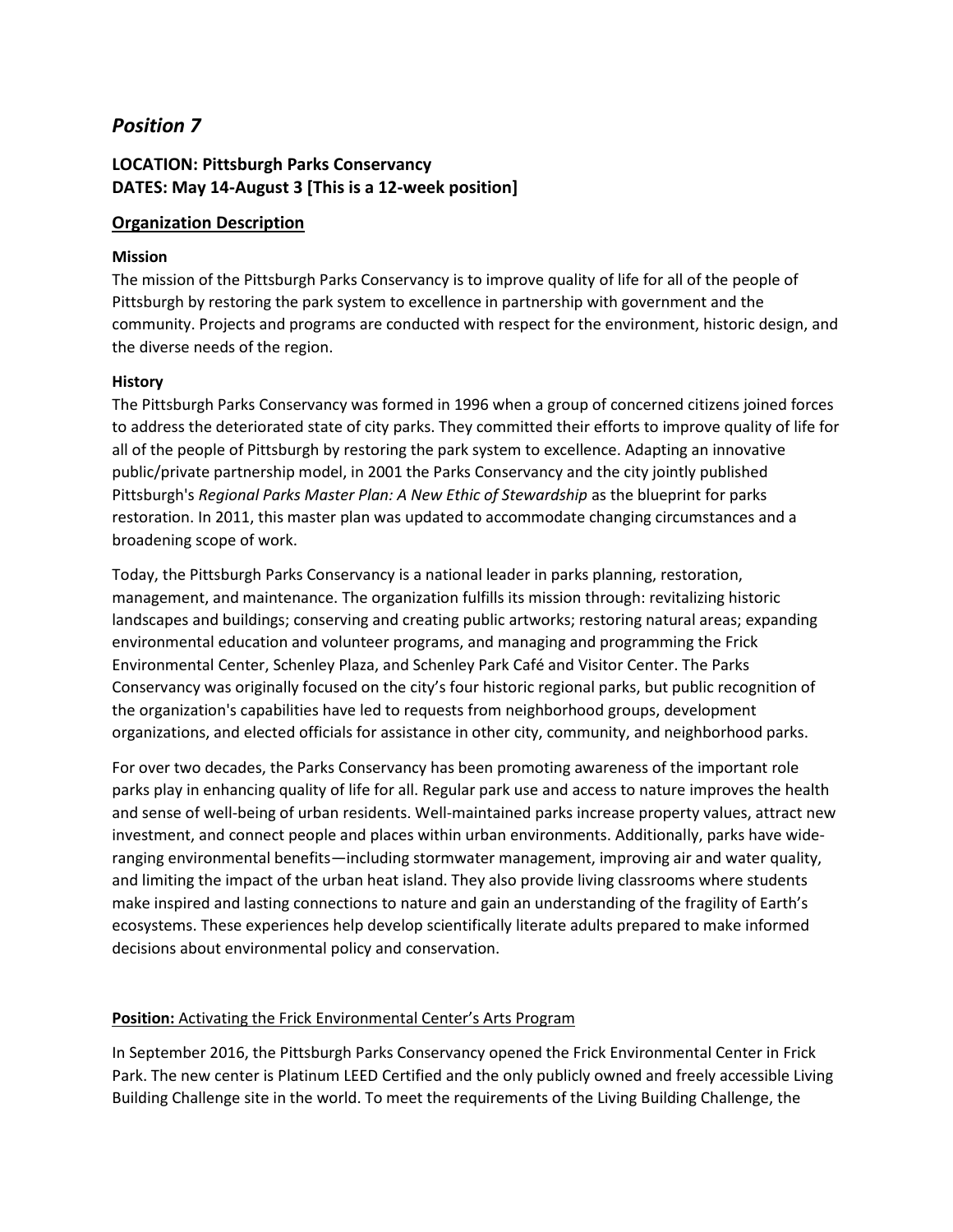## *Position 7*

### LOCATION: Pittsburgh Parks Conservancy
### DATES: May 14-August 3 [This is a 12-week position]

### Organization Description

**Mission**

The mission of the Pittsburgh Parks Conservancy is to improve quality of life for all of the people of Pittsburgh by restoring the park system to excellence in partnership with government and the community. Projects and programs are conducted with respect for the environment, historic design, and the diverse needs of the region.

**History**

The Pittsburgh Parks Conservancy was formed in 1996 when a group of concerned citizens joined forces to address the deteriorated state of city parks. They committed their efforts to improve quality of life for all of the people of Pittsburgh by restoring the park system to excellence. Adapting an innovative public/private partnership model, in 2001 the Parks Conservancy and the city jointly published Pittsburgh's *Regional Parks Master Plan: A New Ethic of Stewardship* as the blueprint for parks restoration. In 2011, this master plan was updated to accommodate changing circumstances and a broadening scope of work.

Today, the Pittsburgh Parks Conservancy is a national leader in parks planning, restoration, management, and maintenance. The organization fulfills its mission through: revitalizing historic landscapes and buildings; conserving and creating public artworks; restoring natural areas; expanding environmental education and volunteer programs, and managing and programming the Frick Environmental Center, Schenley Plaza, and Schenley Park Café and Visitor Center. The Parks Conservancy was originally focused on the city's four historic regional parks, but public recognition of the organization's capabilities have led to requests from neighborhood groups, development organizations, and elected officials for assistance in other city, community, and neighborhood parks.

For over two decades, the Parks Conservancy has been promoting awareness of the important role parks play in enhancing quality of life for all. Regular park use and access to nature improves the health and sense of well-being of urban residents. Well-maintained parks increase property values, attract new investment, and connect people and places within urban environments. Additionally, parks have wide-ranging environmental benefits—including stormwater management, improving air and water quality, and limiting the impact of the urban heat island. They also provide living classrooms where students make inspired and lasting connections to nature and gain an understanding of the fragility of Earth's ecosystems. These experiences help develop scientifically literate adults prepared to make informed decisions about environmental policy and conservation.

**Position:** Activating the Frick Environmental Center's Arts Program

In September 2016, the Pittsburgh Parks Conservancy opened the Frick Environmental Center in Frick Park. The new center is Platinum LEED Certified and the only publicly owned and freely accessible Living Building Challenge site in the world. To meet the requirements of the Living Building Challenge, the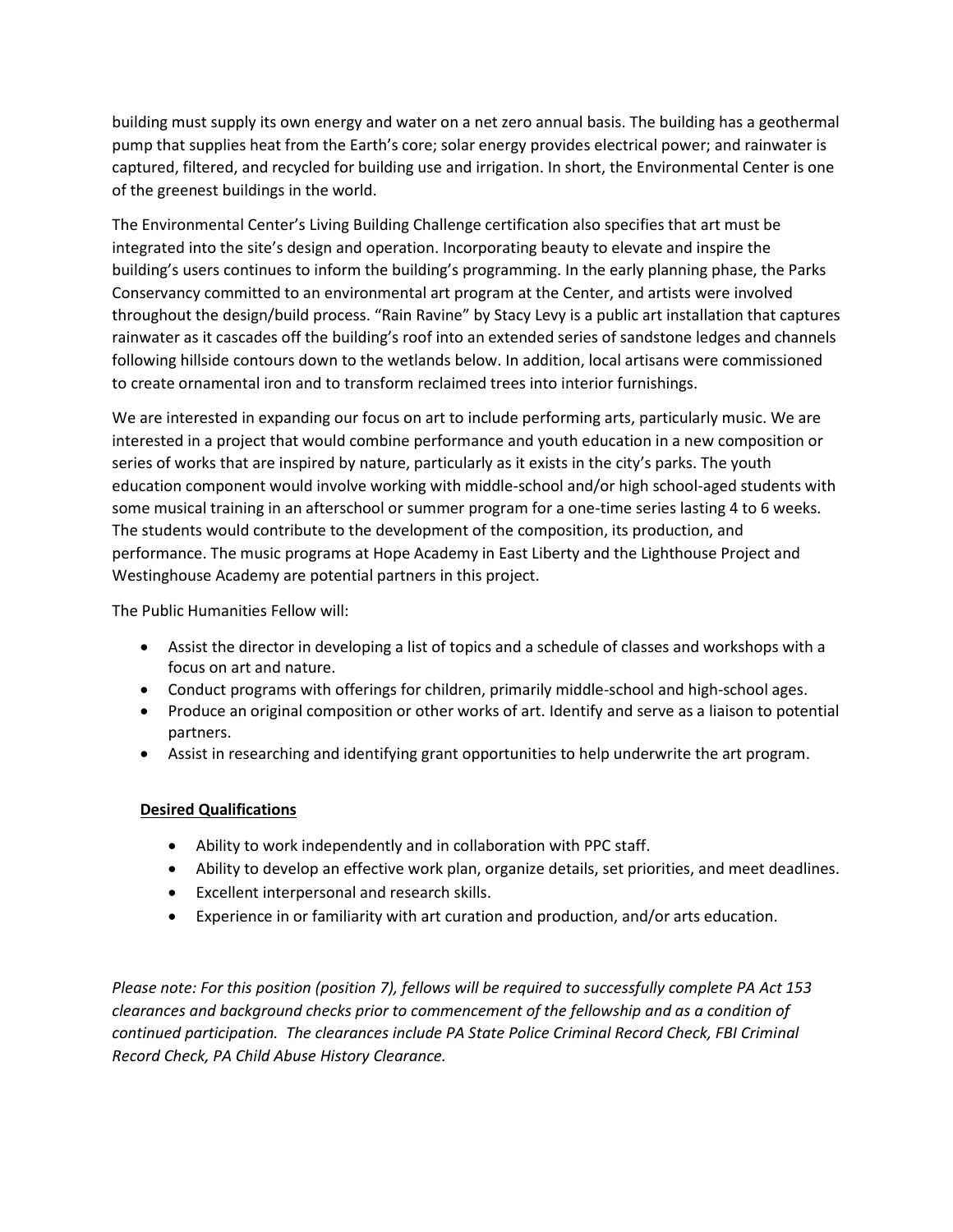building must supply its own energy and water on a net zero annual basis. The building has a geothermal pump that supplies heat from the Earth's core; solar energy provides electrical power; and rainwater is captured, filtered, and recycled for building use and irrigation. In short, the Environmental Center is one of the greenest buildings in the world.

The Environmental Center's Living Building Challenge certification also specifies that art must be integrated into the site's design and operation. Incorporating beauty to elevate and inspire the building's users continues to inform the building's programming. In the early planning phase, the Parks Conservancy committed to an environmental art program at the Center, and artists were involved throughout the design/build process. "Rain Ravine" by Stacy Levy is a public art installation that captures rainwater as it cascades off the building's roof into an extended series of sandstone ledges and channels following hillside contours down to the wetlands below. In addition, local artisans were commissioned to create ornamental iron and to transform reclaimed trees into interior furnishings.

We are interested in expanding our focus on art to include performing arts, particularly music. We are interested in a project that would combine performance and youth education in a new composition or series of works that are inspired by nature, particularly as it exists in the city's parks. The youth education component would involve working with middle-school and/or high school-aged students with some musical training in an afterschool or summer program for a one-time series lasting 4 to 6 weeks. The students would contribute to the development of the composition, its production, and performance. The music programs at Hope Academy in East Liberty and the Lighthouse Project and Westinghouse Academy are potential partners in this project.

The Public Humanities Fellow will:

- Assist the director in developing a list of topics and a schedule of classes and workshops with a focus on art and nature.
- Conduct programs with offerings for children, primarily middle-school and high-school ages.
- Produce an original composition or other works of art. Identify and serve as a liaison to potential partners.
- Assist in researching and identifying grant opportunities to help underwrite the art program.

**Desired Qualifications**

- Ability to work independently and in collaboration with PPC staff.
- Ability to develop an effective work plan, organize details, set priorities, and meet deadlines.
- Excellent interpersonal and research skills.
- Experience in or familiarity with art curation and production, and/or arts education.

*Please note: For this position (position 7), fellows will be required to successfully complete PA Act 153 clearances and background checks prior to commencement of the fellowship and as a condition of continued participation. The clearances include PA State Police Criminal Record Check, FBI Criminal Record Check, PA Child Abuse History Clearance.*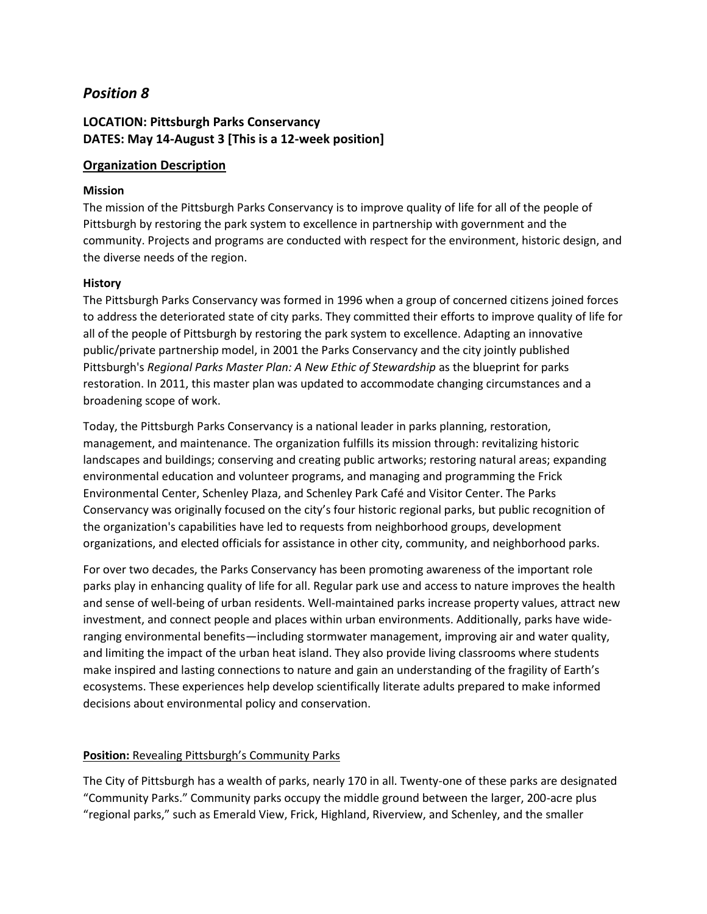## *Position 8*

### LOCATION: Pittsburgh Parks Conservancy
### DATES: May 14-August 3 [This is a 12-week position]

### Organization Description

**Mission**

The mission of the Pittsburgh Parks Conservancy is to improve quality of life for all of the people of Pittsburgh by restoring the park system to excellence in partnership with government and the community. Projects and programs are conducted with respect for the environment, historic design, and the diverse needs of the region.

**History**

The Pittsburgh Parks Conservancy was formed in 1996 when a group of concerned citizens joined forces to address the deteriorated state of city parks. They committed their efforts to improve quality of life for all of the people of Pittsburgh by restoring the park system to excellence. Adapting an innovative public/private partnership model, in 2001 the Parks Conservancy and the city jointly published Pittsburgh's *Regional Parks Master Plan: A New Ethic of Stewardship* as the blueprint for parks restoration. In 2011, this master plan was updated to accommodate changing circumstances and a broadening scope of work.

Today, the Pittsburgh Parks Conservancy is a national leader in parks planning, restoration, management, and maintenance. The organization fulfills its mission through: revitalizing historic landscapes and buildings; conserving and creating public artworks; restoring natural areas; expanding environmental education and volunteer programs, and managing and programming the Frick Environmental Center, Schenley Plaza, and Schenley Park Café and Visitor Center. The Parks Conservancy was originally focused on the city's four historic regional parks, but public recognition of the organization's capabilities have led to requests from neighborhood groups, development organizations, and elected officials for assistance in other city, community, and neighborhood parks.

For over two decades, the Parks Conservancy has been promoting awareness of the important role parks play in enhancing quality of life for all. Regular park use and access to nature improves the health and sense of well-being of urban residents. Well-maintained parks increase property values, attract new investment, and connect people and places within urban environments. Additionally, parks have wide-ranging environmental benefits—including stormwater management, improving air and water quality, and limiting the impact of the urban heat island. They also provide living classrooms where students make inspired and lasting connections to nature and gain an understanding of the fragility of Earth's ecosystems. These experiences help develop scientifically literate adults prepared to make informed decisions about environmental policy and conservation.

**Position:** Revealing Pittsburgh's Community Parks

The City of Pittsburgh has a wealth of parks, nearly 170 in all. Twenty-one of these parks are designated "Community Parks." Community parks occupy the middle ground between the larger, 200-acre plus "regional parks," such as Emerald View, Frick, Highland, Riverview, and Schenley, and the smaller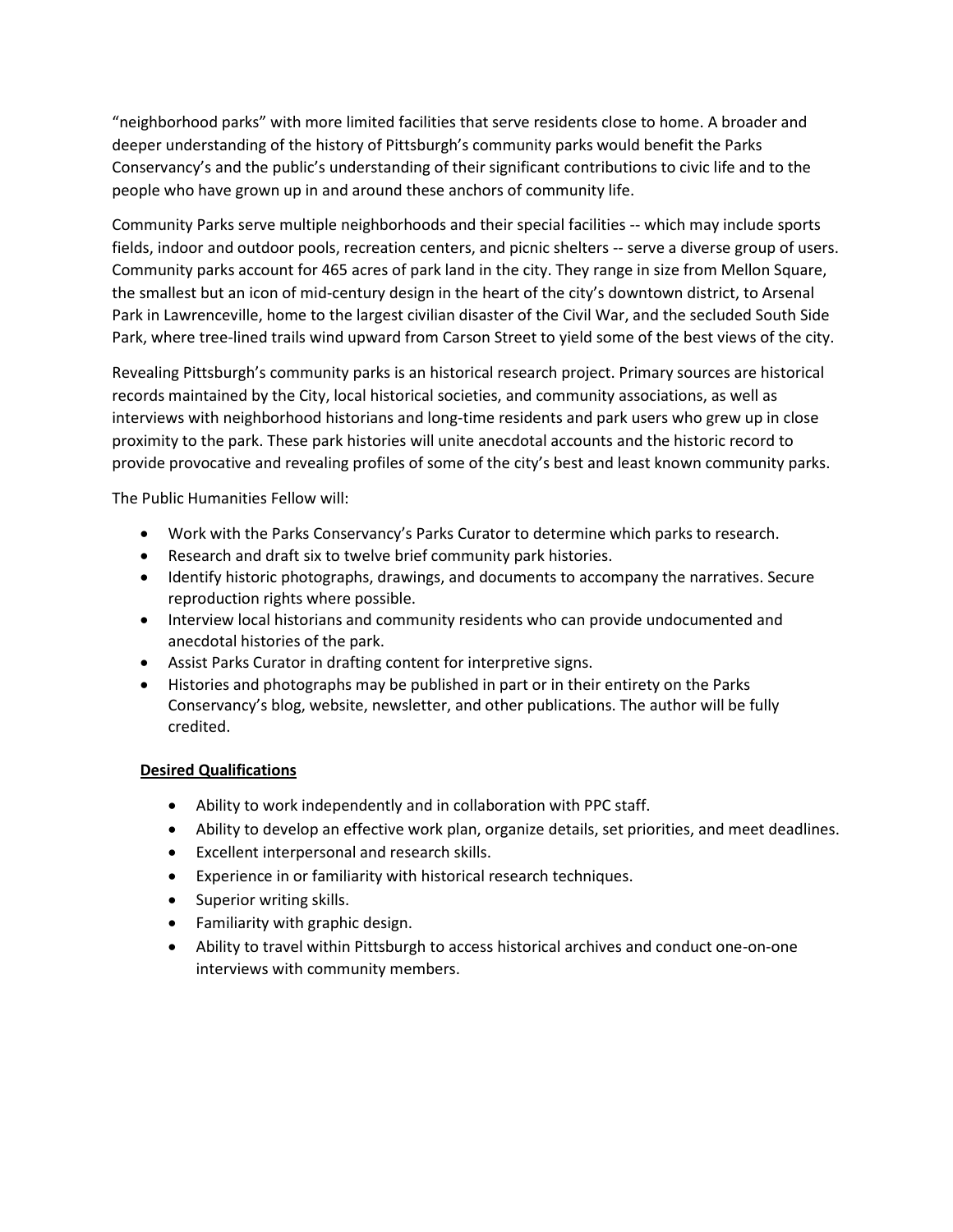"neighborhood parks" with more limited facilities that serve residents close to home. A broader and deeper understanding of the history of Pittsburgh's community parks would benefit the Parks Conservancy's and the public's understanding of their significant contributions to civic life and to the people who have grown up in and around these anchors of community life.

Community Parks serve multiple neighborhoods and their special facilities -- which may include sports fields, indoor and outdoor pools, recreation centers, and picnic shelters -- serve a diverse group of users. Community parks account for 465 acres of park land in the city. They range in size from Mellon Square, the smallest but an icon of mid-century design in the heart of the city's downtown district, to Arsenal Park in Lawrenceville, home to the largest civilian disaster of the Civil War, and the secluded South Side Park, where tree-lined trails wind upward from Carson Street to yield some of the best views of the city.

Revealing Pittsburgh's community parks is an historical research project. Primary sources are historical records maintained by the City, local historical societies, and community associations, as well as interviews with neighborhood historians and long-time residents and park users who grew up in close proximity to the park. These park histories will unite anecdotal accounts and the historic record to provide provocative and revealing profiles of some of the city's best and least known community parks.

The Public Humanities Fellow will:

- Work with the Parks Conservancy's Parks Curator to determine which parks to research.
- Research and draft six to twelve brief community park histories.
- Identify historic photographs, drawings, and documents to accompany the narratives. Secure reproduction rights where possible.
- Interview local historians and community residents who can provide undocumented and anecdotal histories of the park.
- Assist Parks Curator in drafting content for interpretive signs.
- Histories and photographs may be published in part or in their entirety on the Parks Conservancy's blog, website, newsletter, and other publications. The author will be fully credited.

**Desired Qualifications**

- Ability to work independently and in collaboration with PPC staff.
- Ability to develop an effective work plan, organize details, set priorities, and meet deadlines.
- Excellent interpersonal and research skills.
- Experience in or familiarity with historical research techniques.
- Superior writing skills.
- Familiarity with graphic design.
- Ability to travel within Pittsburgh to access historical archives and conduct one-on-one interviews with community members.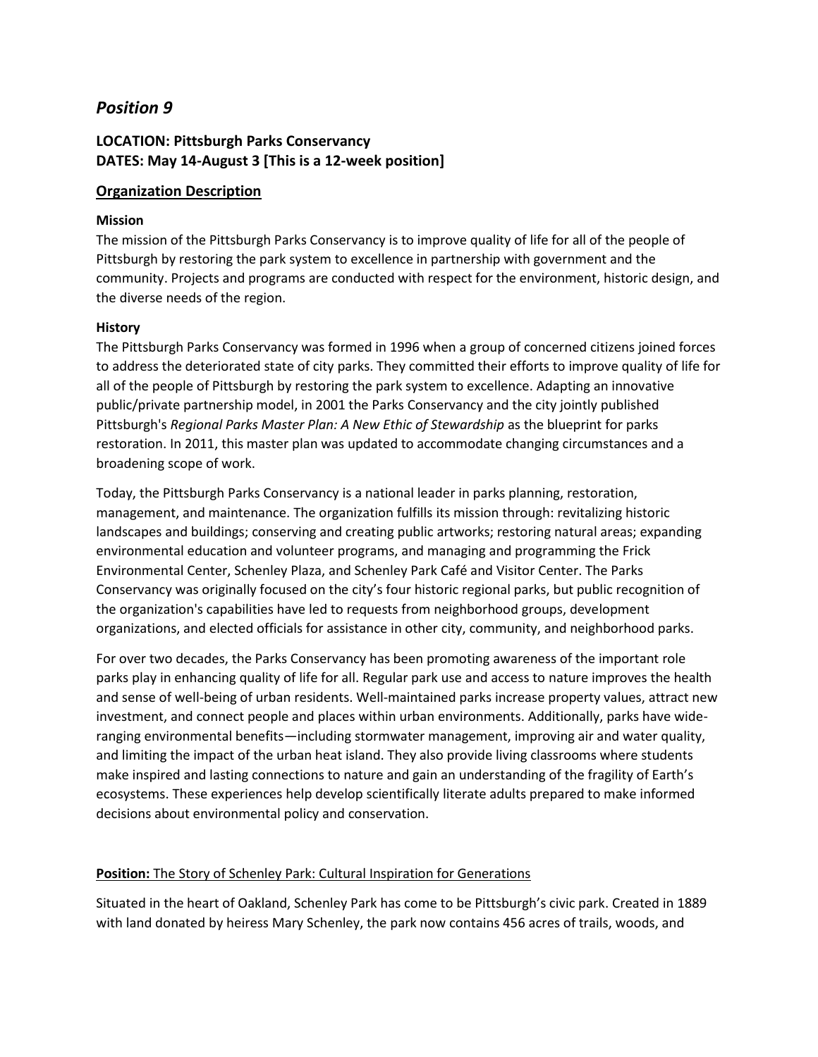## *Position 9*

### LOCATION: Pittsburgh Parks Conservancy
### DATES: May 14-August 3 [This is a 12-week position]

### <u>Organization Description</u>

**Mission**

The mission of the Pittsburgh Parks Conservancy is to improve quality of life for all of the people of Pittsburgh by restoring the park system to excellence in partnership with government and the community. Projects and programs are conducted with respect for the environment, historic design, and the diverse needs of the region.

**History**

The Pittsburgh Parks Conservancy was formed in 1996 when a group of concerned citizens joined forces to address the deteriorated state of city parks. They committed their efforts to improve quality of life for all of the people of Pittsburgh by restoring the park system to excellence. Adapting an innovative public/private partnership model, in 2001 the Parks Conservancy and the city jointly published Pittsburgh's *Regional Parks Master Plan: A New Ethic of Stewardship* as the blueprint for parks restoration. In 2011, this master plan was updated to accommodate changing circumstances and a broadening scope of work.

Today, the Pittsburgh Parks Conservancy is a national leader in parks planning, restoration, management, and maintenance. The organization fulfills its mission through: revitalizing historic landscapes and buildings; conserving and creating public artworks; restoring natural areas; expanding environmental education and volunteer programs, and managing and programming the Frick Environmental Center, Schenley Plaza, and Schenley Park Café and Visitor Center. The Parks Conservancy was originally focused on the city's four historic regional parks, but public recognition of the organization's capabilities have led to requests from neighborhood groups, development organizations, and elected officials for assistance in other city, community, and neighborhood parks.

For over two decades, the Parks Conservancy has been promoting awareness of the important role parks play in enhancing quality of life for all. Regular park use and access to nature improves the health and sense of well-being of urban residents. Well-maintained parks increase property values, attract new investment, and connect people and places within urban environments. Additionally, parks have wide-ranging environmental benefits—including stormwater management, improving air and water quality, and limiting the impact of the urban heat island. They also provide living classrooms where students make inspired and lasting connections to nature and gain an understanding of the fragility of Earth's ecosystems. These experiences help develop scientifically literate adults prepared to make informed decisions about environmental policy and conservation.

**Position:** <u>The Story of Schenley Park: Cultural Inspiration for Generations</u>

Situated in the heart of Oakland, Schenley Park has come to be Pittsburgh's civic park. Created in 1889 with land donated by heiress Mary Schenley, the park now contains 456 acres of trails, woods, and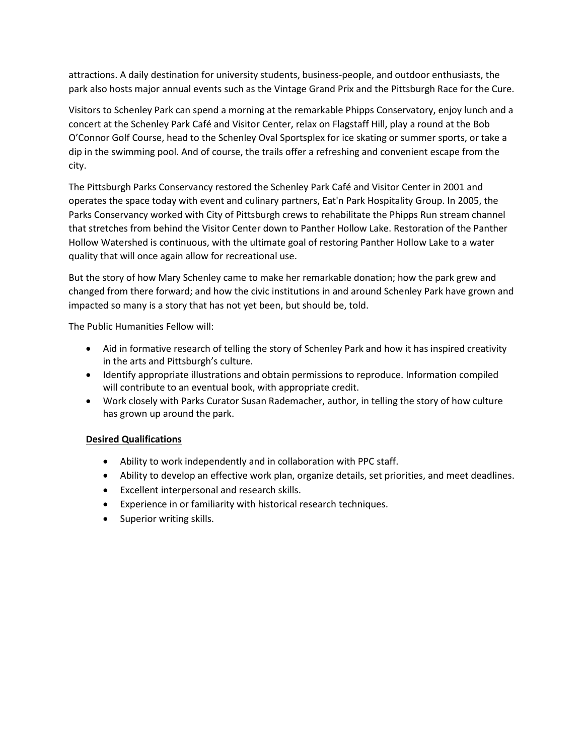attractions. A daily destination for university students, business-people, and outdoor enthusiasts, the park also hosts major annual events such as the Vintage Grand Prix and the Pittsburgh Race for the Cure.

Visitors to Schenley Park can spend a morning at the remarkable Phipps Conservatory, enjoy lunch and a concert at the Schenley Park Café and Visitor Center, relax on Flagstaff Hill, play a round at the Bob O'Connor Golf Course, head to the Schenley Oval Sportsplex for ice skating or summer sports, or take a dip in the swimming pool. And of course, the trails offer a refreshing and convenient escape from the city.

The Pittsburgh Parks Conservancy restored the Schenley Park Café and Visitor Center in 2001 and operates the space today with event and culinary partners, Eat'n Park Hospitality Group. In 2005, the Parks Conservancy worked with City of Pittsburgh crews to rehabilitate the Phipps Run stream channel that stretches from behind the Visitor Center down to Panther Hollow Lake. Restoration of the Panther Hollow Watershed is continuous, with the ultimate goal of restoring Panther Hollow Lake to a water quality that will once again allow for recreational use.

But the story of how Mary Schenley came to make her remarkable donation; how the park grew and changed from there forward; and how the civic institutions in and around Schenley Park have grown and impacted so many is a story that has not yet been, but should be, told.

The Public Humanities Fellow will:

- Aid in formative research of telling the story of Schenley Park and how it has inspired creativity in the arts and Pittsburgh's culture.
- Identify appropriate illustrations and obtain permissions to reproduce. Information compiled will contribute to an eventual book, with appropriate credit.
- Work closely with Parks Curator Susan Rademacher, author, in telling the story of how culture has grown up around the park.

**Desired Qualifications**

- Ability to work independently and in collaboration with PPC staff.
- Ability to develop an effective work plan, organize details, set priorities, and meet deadlines.
- Excellent interpersonal and research skills.
- Experience in or familiarity with historical research techniques.
- Superior writing skills.